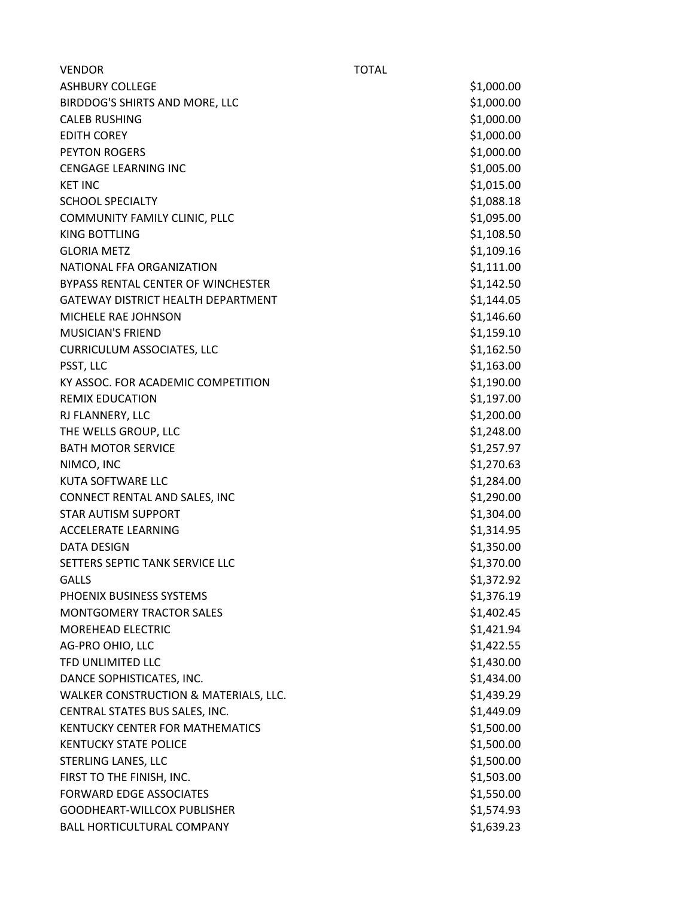| VENDOR | TOTAL |
| --- | --- |
| ASHBURY COLLEGE | $1,000.00 |
| BIRDDOG'S SHIRTS AND MORE, LLC | $1,000.00 |
| CALEB RUSHING | $1,000.00 |
| EDITH COREY | $1,000.00 |
| PEYTON ROGERS | $1,000.00 |
| CENGAGE LEARNING INC | $1,005.00 |
| KET INC | $1,015.00 |
| SCHOOL SPECIALTY | $1,088.18 |
| COMMUNITY FAMILY CLINIC, PLLC | $1,095.00 |
| KING BOTTLING | $1,108.50 |
| GLORIA METZ | $1,109.16 |
| NATIONAL FFA ORGANIZATION | $1,111.00 |
| BYPASS RENTAL CENTER OF WINCHESTER | $1,142.50 |
| GATEWAY DISTRICT HEALTH DEPARTMENT | $1,144.05 |
| MICHELE RAE JOHNSON | $1,146.60 |
| MUSICIAN'S FRIEND | $1,159.10 |
| CURRICULUM ASSOCIATES, LLC | $1,162.50 |
| PSST, LLC | $1,163.00 |
| KY ASSOC. FOR ACADEMIC COMPETITION | $1,190.00 |
| REMIX EDUCATION | $1,197.00 |
| RJ FLANNERY, LLC | $1,200.00 |
| THE WELLS GROUP, LLC | $1,248.00 |
| BATH MOTOR SERVICE | $1,257.97 |
| NIMCO, INC | $1,270.63 |
| KUTA SOFTWARE LLC | $1,284.00 |
| CONNECT RENTAL AND SALES, INC | $1,290.00 |
| STAR AUTISM SUPPORT | $1,304.00 |
| ACCELERATE LEARNING | $1,314.95 |
| DATA DESIGN | $1,350.00 |
| SETTERS SEPTIC TANK SERVICE LLC | $1,370.00 |
| GALLS | $1,372.92 |
| PHOENIX BUSINESS SYSTEMS | $1,376.19 |
| MONTGOMERY TRACTOR SALES | $1,402.45 |
| MOREHEAD ELECTRIC | $1,421.94 |
| AG-PRO OHIO, LLC | $1,422.55 |
| TFD UNLIMITED LLC | $1,430.00 |
| DANCE SOPHISTICATES, INC. | $1,434.00 |
| WALKER CONSTRUCTION & MATERIALS, LLC. | $1,439.29 |
| CENTRAL STATES BUS SALES, INC. | $1,449.09 |
| KENTUCKY CENTER FOR MATHEMATICS | $1,500.00 |
| KENTUCKY STATE POLICE | $1,500.00 |
| STERLING LANES, LLC | $1,500.00 |
| FIRST TO THE FINISH, INC. | $1,503.00 |
| FORWARD EDGE ASSOCIATES | $1,550.00 |
| GOODHEART-WILLCOX PUBLISHER | $1,574.93 |
| BALL HORTICULTURAL COMPANY | $1,639.23 |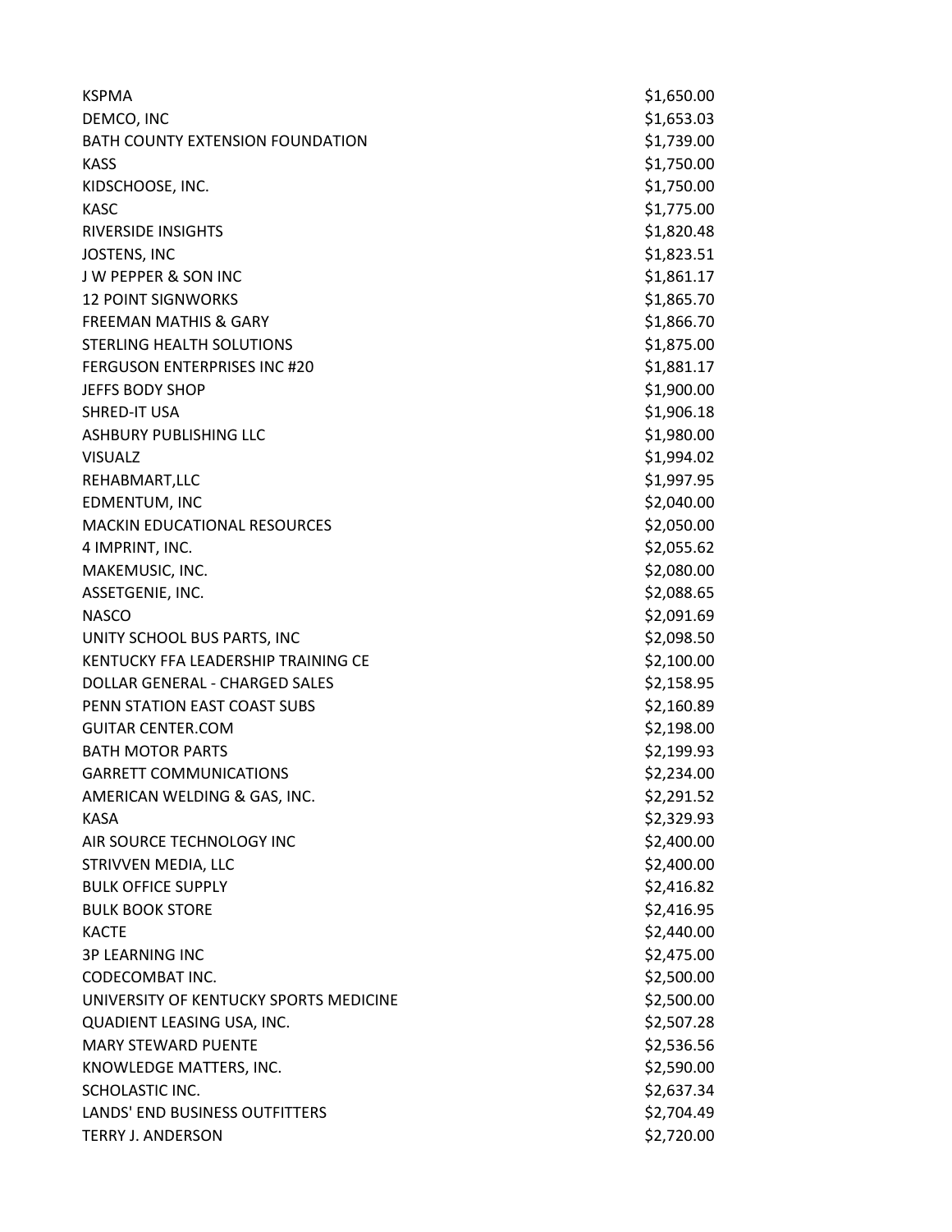| | |
|---|---|
| KSPMA | $1,650.00 |
| DEMCO, INC | $1,653.03 |
| BATH COUNTY EXTENSION FOUNDATION | $1,739.00 |
| KASS | $1,750.00 |
| KIDSCHOOSE, INC. | $1,750.00 |
| KASC | $1,775.00 |
| RIVERSIDE INSIGHTS | $1,820.48 |
| JOSTENS, INC | $1,823.51 |
| J W PEPPER & SON INC | $1,861.17 |
| 12 POINT SIGNWORKS | $1,865.70 |
| FREEMAN MATHIS & GARY | $1,866.70 |
| STERLING HEALTH SOLUTIONS | $1,875.00 |
| FERGUSON ENTERPRISES INC #20 | $1,881.17 |
| JEFFS BODY SHOP | $1,900.00 |
| SHRED-IT USA | $1,906.18 |
| ASHBURY PUBLISHING LLC | $1,980.00 |
| VISUALZ | $1,994.02 |
| REHABMART,LLC | $1,997.95 |
| EDMENTUM, INC | $2,040.00 |
| MACKIN EDUCATIONAL RESOURCES | $2,050.00 |
| 4 IMPRINT, INC. | $2,055.62 |
| MAKEMUSIC, INC. | $2,080.00 |
| ASSETGENIE, INC. | $2,088.65 |
| NASCO | $2,091.69 |
| UNITY SCHOOL BUS PARTS, INC | $2,098.50 |
| KENTUCKY FFA LEADERSHIP TRAINING CE | $2,100.00 |
| DOLLAR GENERAL - CHARGED SALES | $2,158.95 |
| PENN STATION EAST COAST SUBS | $2,160.89 |
| GUITAR CENTER.COM | $2,198.00 |
| BATH MOTOR PARTS | $2,199.93 |
| GARRETT COMMUNICATIONS | $2,234.00 |
| AMERICAN WELDING & GAS, INC. | $2,291.52 |
| KASA | $2,329.93 |
| AIR SOURCE TECHNOLOGY INC | $2,400.00 |
| STRIVVEN MEDIA, LLC | $2,400.00 |
| BULK OFFICE SUPPLY | $2,416.82 |
| BULK BOOK STORE | $2,416.95 |
| KACTE | $2,440.00 |
| 3P LEARNING INC | $2,475.00 |
| CODECOMBAT INC. | $2,500.00 |
| UNIVERSITY OF KENTUCKY SPORTS MEDICINE | $2,500.00 |
| QUADIENT LEASING USA, INC. | $2,507.28 |
| MARY STEWARD PUENTE | $2,536.56 |
| KNOWLEDGE MATTERS, INC. | $2,590.00 |
| SCHOLASTIC INC. | $2,637.34 |
| LANDS' END BUSINESS OUTFITTERS | $2,704.49 |
| TERRY J. ANDERSON | $2,720.00 |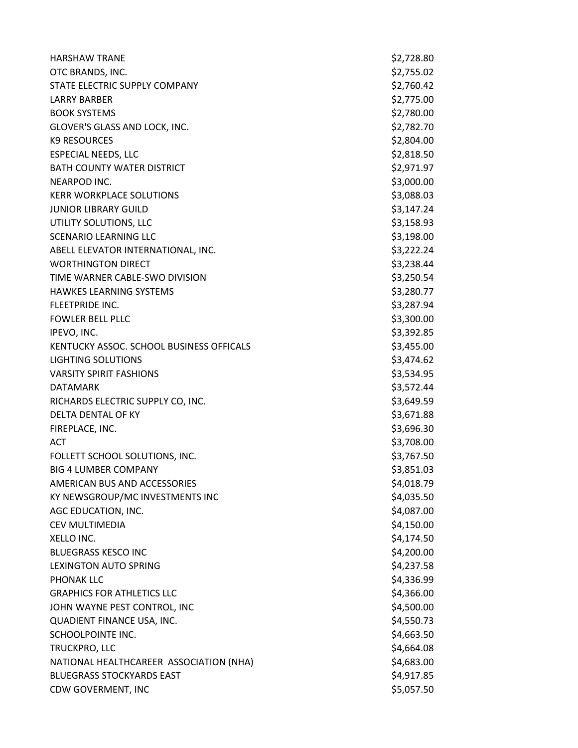| | |
|---|---|
| HARSHAW TRANE | $2,728.80 |
| OTC BRANDS, INC. | $2,755.02 |
| STATE ELECTRIC SUPPLY COMPANY | $2,760.42 |
| LARRY BARBER | $2,775.00 |
| BOOK SYSTEMS | $2,780.00 |
| GLOVER'S GLASS AND LOCK, INC. | $2,782.70 |
| K9 RESOURCES | $2,804.00 |
| ESPECIAL NEEDS, LLC | $2,818.50 |
| BATH COUNTY WATER DISTRICT | $2,971.97 |
| NEARPOD INC. | $3,000.00 |
| KERR WORKPLACE SOLUTIONS | $3,088.03 |
| JUNIOR LIBRARY GUILD | $3,147.24 |
| UTILITY SOLUTIONS, LLC | $3,158.93 |
| SCENARIO LEARNING LLC | $3,198.00 |
| ABELL ELEVATOR INTERNATIONAL, INC. | $3,222.24 |
| WORTHINGTON DIRECT | $3,238.44 |
| TIME WARNER CABLE-SWO DIVISION | $3,250.54 |
| HAWKES LEARNING SYSTEMS | $3,280.77 |
| FLEETPRIDE INC. | $3,287.94 |
| FOWLER BELL PLLC | $3,300.00 |
| IPEVO, INC. | $3,392.85 |
| KENTUCKY ASSOC. SCHOOL BUSINESS OFFICALS | $3,455.00 |
| LIGHTING SOLUTIONS | $3,474.62 |
| VARSITY SPIRIT FASHIONS | $3,534.95 |
| DATAMARK | $3,572.44 |
| RICHARDS ELECTRIC SUPPLY CO, INC. | $3,649.59 |
| DELTA DENTAL OF KY | $3,671.88 |
| FIREPLACE, INC. | $3,696.30 |
| ACT | $3,708.00 |
| FOLLETT SCHOOL SOLUTIONS, INC. | $3,767.50 |
| BIG 4 LUMBER COMPANY | $3,851.03 |
| AMERICAN BUS AND ACCESSORIES | $4,018.79 |
| KY NEWSGROUP/MC INVESTMENTS INC | $4,035.50 |
| AGC EDUCATION, INC. | $4,087.00 |
| CEV MULTIMEDIA | $4,150.00 |
| XELLO INC. | $4,174.50 |
| BLUEGRASS KESCO INC | $4,200.00 |
| LEXINGTON AUTO SPRING | $4,237.58 |
| PHONAK LLC | $4,336.99 |
| GRAPHICS FOR ATHLETICS LLC | $4,366.00 |
| JOHN WAYNE PEST CONTROL, INC | $4,500.00 |
| QUADIENT FINANCE USA, INC. | $4,550.73 |
| SCHOOLPOINTE INC. | $4,663.50 |
| TRUCKPRO, LLC | $4,664.08 |
| NATIONAL HEALTHCAREER ASSOCIATION (NHA) | $4,683.00 |
| BLUEGRASS STOCKYARDS EAST | $4,917.85 |
| CDW GOVERMENT, INC | $5,057.50 |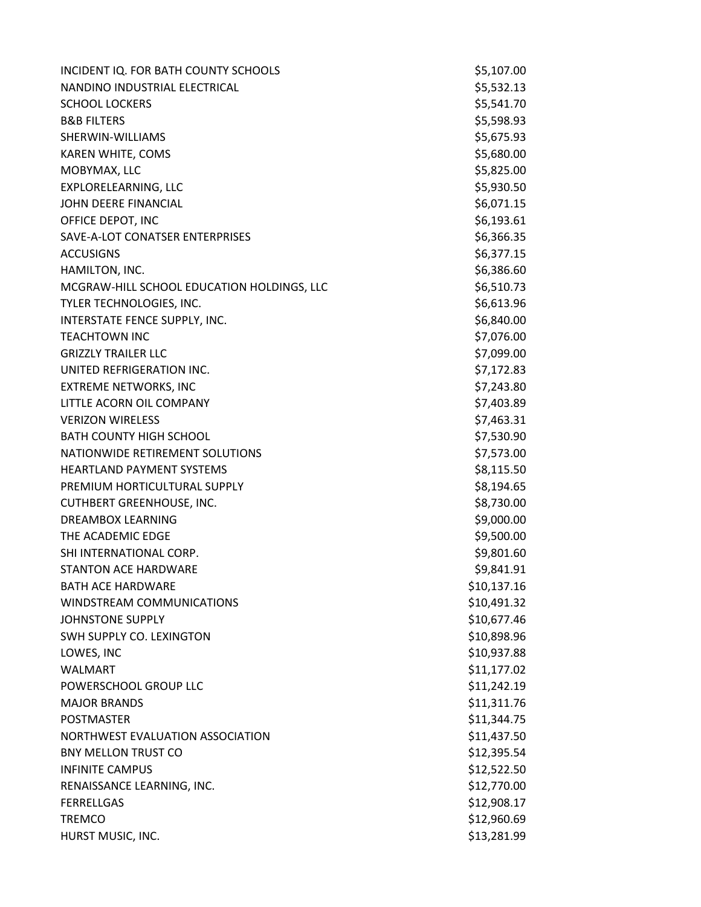| | |
|---|---|
| INCIDENT IQ. FOR BATH COUNTY SCHOOLS | $5,107.00 |
| NANDINO INDUSTRIAL ELECTRICAL | $5,532.13 |
| SCHOOL LOCKERS | $5,541.70 |
| B&B FILTERS | $5,598.93 |
| SHERWIN-WILLIAMS | $5,675.93 |
| KAREN WHITE, COMS | $5,680.00 |
| MOBYMAX, LLC | $5,825.00 |
| EXPLORELEARNING, LLC | $5,930.50 |
| JOHN DEERE FINANCIAL | $6,071.15 |
| OFFICE DEPOT, INC | $6,193.61 |
| SAVE-A-LOT CONATSER ENTERPRISES | $6,366.35 |
| ACCUSIGNS | $6,377.15 |
| HAMILTON, INC. | $6,386.60 |
| MCGRAW-HILL SCHOOL EDUCATION HOLDINGS, LLC | $6,510.73 |
| TYLER TECHNOLOGIES, INC. | $6,613.96 |
| INTERSTATE FENCE SUPPLY, INC. | $6,840.00 |
| TEACHTOWN INC | $7,076.00 |
| GRIZZLY TRAILER LLC | $7,099.00 |
| UNITED REFRIGERATION INC. | $7,172.83 |
| EXTREME NETWORKS, INC | $7,243.80 |
| LITTLE ACORN OIL COMPANY | $7,403.89 |
| VERIZON WIRELESS | $7,463.31 |
| BATH COUNTY HIGH SCHOOL | $7,530.90 |
| NATIONWIDE RETIREMENT SOLUTIONS | $7,573.00 |
| HEARTLAND PAYMENT SYSTEMS | $8,115.50 |
| PREMIUM HORTICULTURAL SUPPLY | $8,194.65 |
| CUTHBERT GREENHOUSE, INC. | $8,730.00 |
| DREAMBOX LEARNING | $9,000.00 |
| THE ACADEMIC EDGE | $9,500.00 |
| SHI INTERNATIONAL CORP. | $9,801.60 |
| STANTON ACE HARDWARE | $9,841.91 |
| BATH ACE HARDWARE | $10,137.16 |
| WINDSTREAM COMMUNICATIONS | $10,491.32 |
| JOHNSTONE SUPPLY | $10,677.46 |
| SWH SUPPLY CO. LEXINGTON | $10,898.96 |
| LOWES, INC | $10,937.88 |
| WALMART | $11,177.02 |
| POWERSCHOOL GROUP LLC | $11,242.19 |
| MAJOR BRANDS | $11,311.76 |
| POSTMASTER | $11,344.75 |
| NORTHWEST EVALUATION ASSOCIATION | $11,437.50 |
| BNY MELLON TRUST CO | $12,395.54 |
| INFINITE CAMPUS | $12,522.50 |
| RENAISSANCE LEARNING, INC. | $12,770.00 |
| FERRELLGAS | $12,908.17 |
| TREMCO | $12,960.69 |
| HURST MUSIC, INC. | $13,281.99 |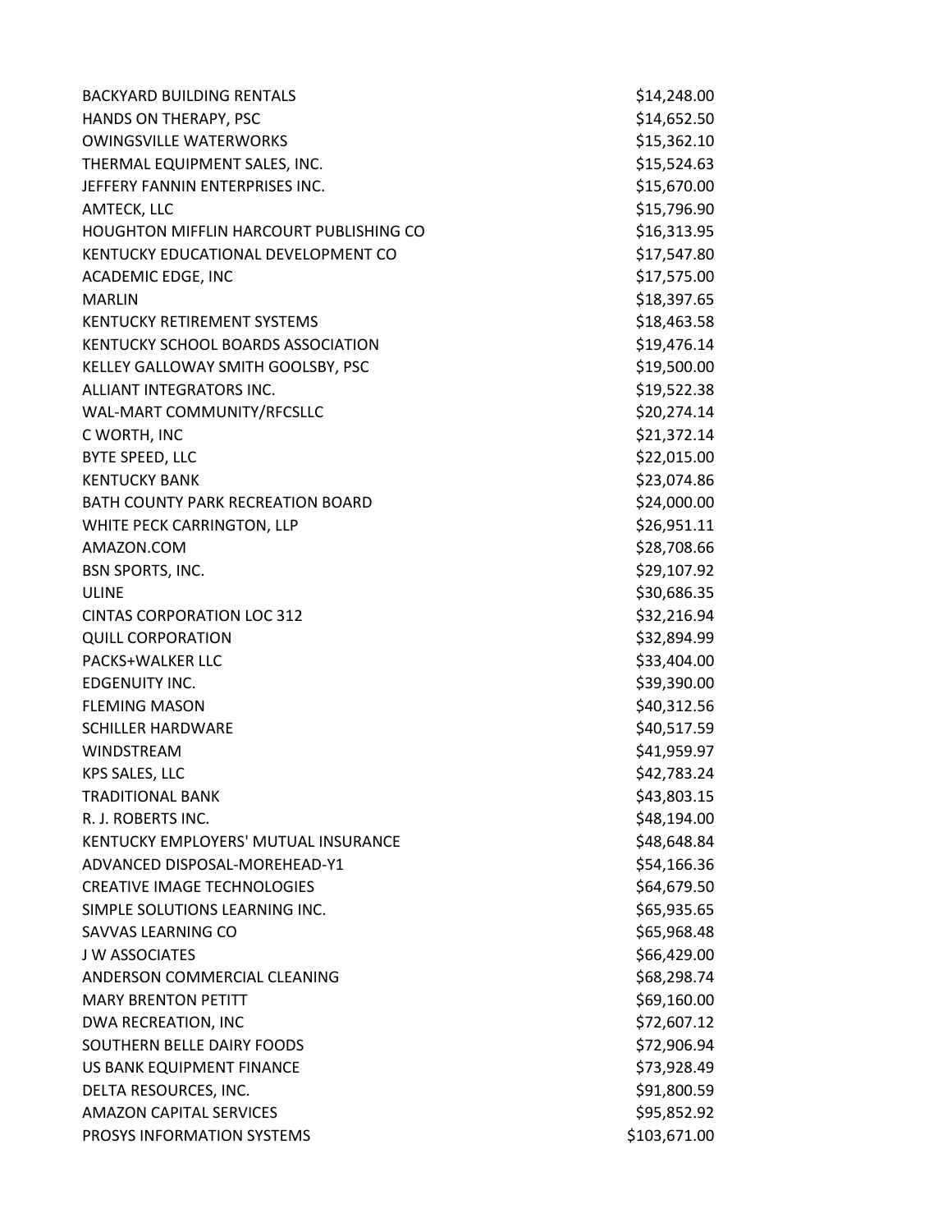| | |
|---|---|
| BACKYARD BUILDING RENTALS | $14,248.00 |
| HANDS ON THERAPY, PSC | $14,652.50 |
| OWINGSVILLE WATERWORKS | $15,362.10 |
| THERMAL EQUIPMENT SALES, INC. | $15,524.63 |
| JEFFERY FANNIN ENTERPRISES INC. | $15,670.00 |
| AMTECK, LLC | $15,796.90 |
| HOUGHTON MIFFLIN HARCOURT PUBLISHING CO | $16,313.95 |
| KENTUCKY EDUCATIONAL DEVELOPMENT CO | $17,547.80 |
| ACADEMIC EDGE, INC | $17,575.00 |
| MARLIN | $18,397.65 |
| KENTUCKY RETIREMENT SYSTEMS | $18,463.58 |
| KENTUCKY SCHOOL BOARDS ASSOCIATION | $19,476.14 |
| KELLEY GALLOWAY SMITH GOOLSBY, PSC | $19,500.00 |
| ALLIANT INTEGRATORS INC. | $19,522.38 |
| WAL-MART COMMUNITY/RFCSLLC | $20,274.14 |
| C WORTH, INC | $21,372.14 |
| BYTE SPEED, LLC | $22,015.00 |
| KENTUCKY BANK | $23,074.86 |
| BATH COUNTY PARK RECREATION BOARD | $24,000.00 |
| WHITE PECK CARRINGTON, LLP | $26,951.11 |
| AMAZON.COM | $28,708.66 |
| BSN SPORTS, INC. | $29,107.92 |
| ULINE | $30,686.35 |
| CINTAS CORPORATION LOC 312 | $32,216.94 |
| QUILL CORPORATION | $32,894.99 |
| PACKS+WALKER LLC | $33,404.00 |
| EDGENUITY INC. | $39,390.00 |
| FLEMING MASON | $40,312.56 |
| SCHILLER HARDWARE | $40,517.59 |
| WINDSTREAM | $41,959.97 |
| KPS SALES, LLC | $42,783.24 |
| TRADITIONAL BANK | $43,803.15 |
| R. J. ROBERTS INC. | $48,194.00 |
| KENTUCKY EMPLOYERS' MUTUAL INSURANCE | $48,648.84 |
| ADVANCED DISPOSAL-MOREHEAD-Y1 | $54,166.36 |
| CREATIVE IMAGE TECHNOLOGIES | $64,679.50 |
| SIMPLE SOLUTIONS LEARNING INC. | $65,935.65 |
| SAVVAS LEARNING CO | $65,968.48 |
| J W ASSOCIATES | $66,429.00 |
| ANDERSON COMMERCIAL CLEANING | $68,298.74 |
| MARY BRENTON PETITT | $69,160.00 |
| DWA RECREATION, INC | $72,607.12 |
| SOUTHERN BELLE DAIRY FOODS | $72,906.94 |
| US BANK EQUIPMENT FINANCE | $73,928.49 |
| DELTA RESOURCES, INC. | $91,800.59 |
| AMAZON CAPITAL SERVICES | $95,852.92 |
| PROSYS INFORMATION SYSTEMS | $103,671.00 |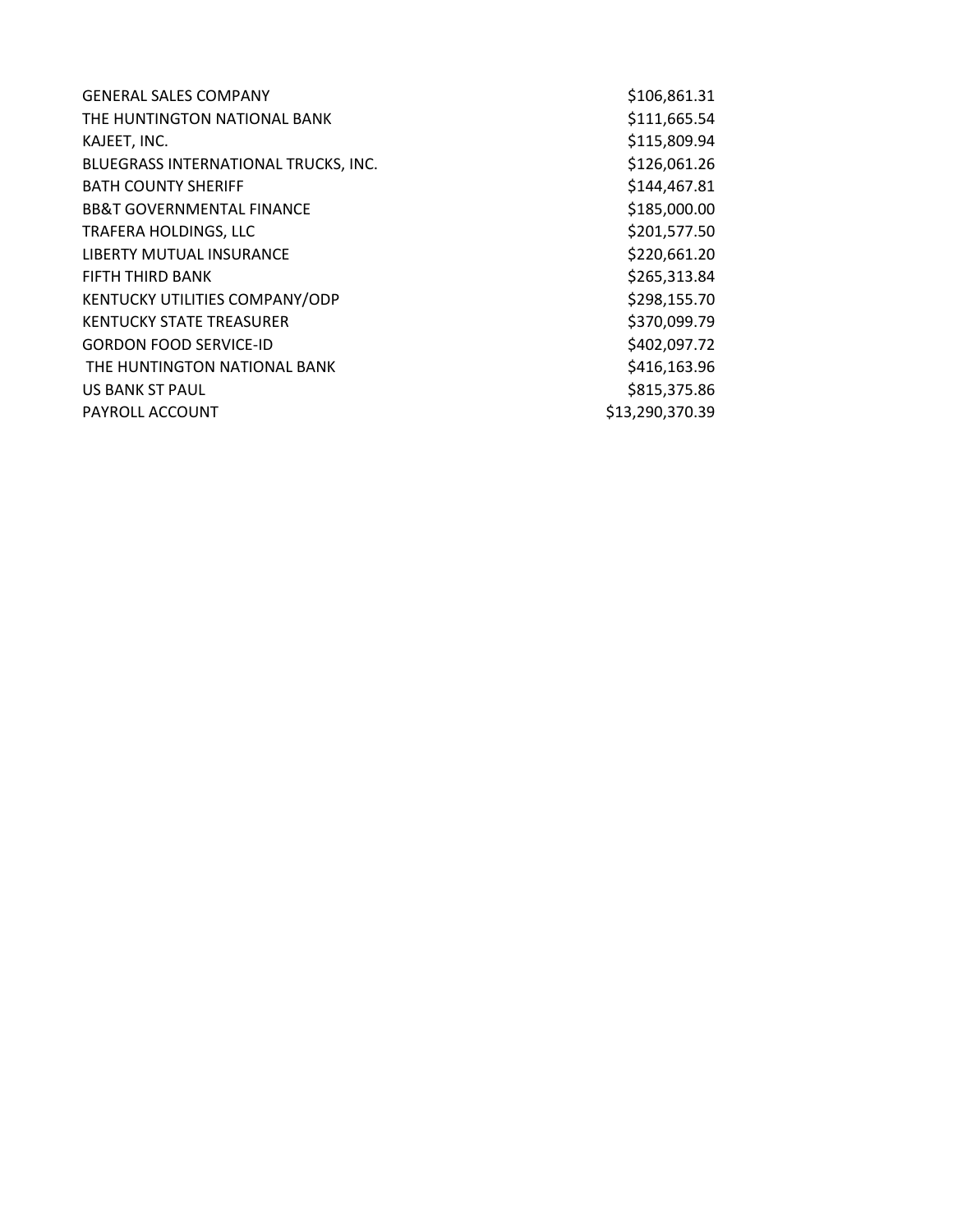| | |
|---|---|
| GENERAL SALES COMPANY | $106,861.31 |
| THE HUNTINGTON NATIONAL BANK | $111,665.54 |
| KAJEET, INC. | $115,809.94 |
| BLUEGRASS INTERNATIONAL TRUCKS, INC. | $126,061.26 |
| BATH COUNTY SHERIFF | $144,467.81 |
| BB&T GOVERNMENTAL FINANCE | $185,000.00 |
| TRAFERA HOLDINGS, LLC | $201,577.50 |
| LIBERTY MUTUAL INSURANCE | $220,661.20 |
| FIFTH THIRD BANK | $265,313.84 |
| KENTUCKY UTILITIES COMPANY/ODP | $298,155.70 |
| KENTUCKY STATE TREASURER | $370,099.79 |
| GORDON FOOD SERVICE-ID | $402,097.72 |
| THE HUNTINGTON NATIONAL BANK | $416,163.96 |
| US BANK ST PAUL | $815,375.86 |
| PAYROLL ACCOUNT | $13,290,370.39 |